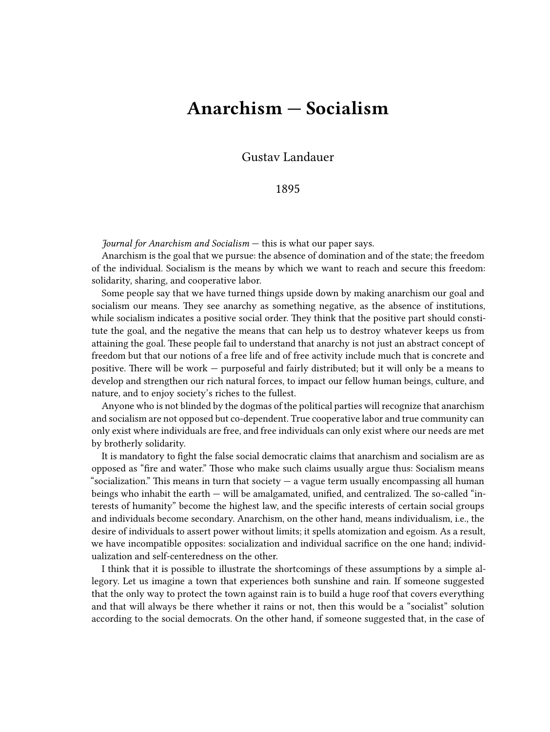# Anarchism — Socialism

Gustav Landauer

1895

*Journal for Anarchism and Socialism* — this is what our paper says.

Anarchism is the goal that we pursue: the absence of domination and of the state; the freedom of the individual. Socialism is the means by which we want to reach and secure this freedom: solidarity, sharing, and cooperative labor.

Some people say that we have turned things upside down by making anarchism our goal and socialism our means. They see anarchy as something negative, as the absence of institutions, while socialism indicates a positive social order. They think that the positive part should constitute the goal, and the negative the means that can help us to destroy whatever keeps us from attaining the goal. These people fail to understand that anarchy is not just an abstract concept of freedom but that our notions of a free life and of free activity include much that is concrete and positive. There will be work — purposeful and fairly distributed; but it will only be a means to develop and strengthen our rich natural forces, to impact our fellow human beings, culture, and nature, and to enjoy society's riches to the fullest.

Anyone who is not blinded by the dogmas of the political parties will recognize that anarchism and socialism are not opposed but co-dependent. True cooperative labor and true community can only exist where individuals are free, and free individuals can only exist where our needs are met by brotherly solidarity.

It is mandatory to fight the false social democratic claims that anarchism and socialism are as opposed as "fire and water." Those who make such claims usually argue thus: Socialism means "socialization." This means in turn that society — a vague term usually encompassing all human beings who inhabit the earth — will be amalgamated, unified, and centralized. The so-called "interests of humanity" become the highest law, and the specific interests of certain social groups and individuals become secondary. Anarchism, on the other hand, means individualism, i.e., the desire of individuals to assert power without limits; it spells atomization and egoism. As a result, we have incompatible opposites: socialization and individual sacrifice on the one hand; individualization and self-centeredness on the other.

I think that it is possible to illustrate the shortcomings of these assumptions by a simple allegory. Let us imagine a town that experiences both sunshine and rain. If someone suggested that the only way to protect the town against rain is to build a huge roof that covers everything and that will always be there whether it rains or not, then this would be a "socialist" solution according to the social democrats. On the other hand, if someone suggested that, in the case of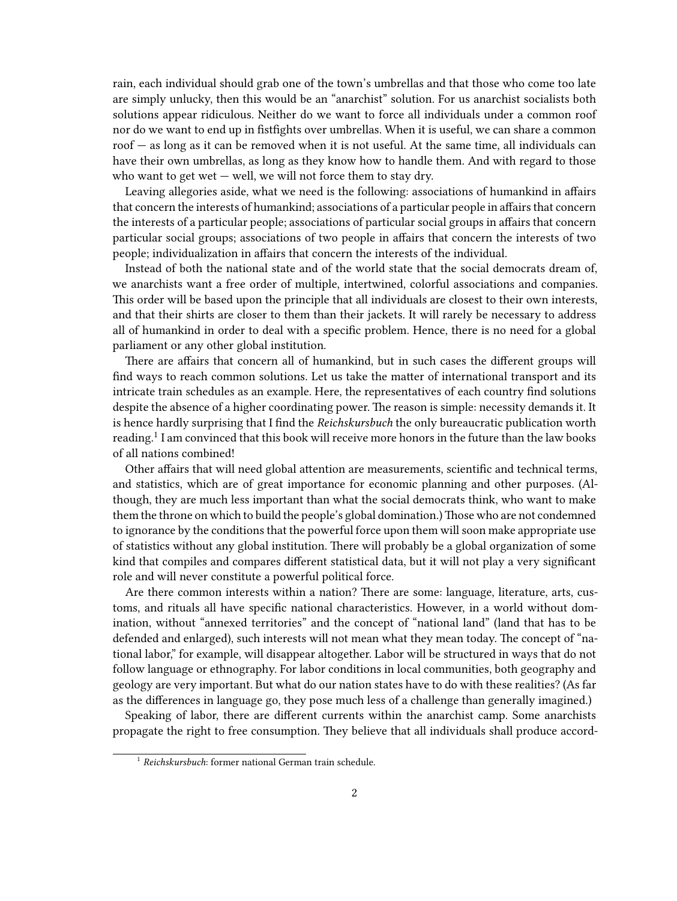rain, each individual should grab one of the town's umbrellas and that those who come too late are simply unlucky, then this would be an "anarchist" solution. For us anarchist socialists both solutions appear ridiculous. Neither do we want to force all individuals under a common roof nor do we want to end up in fistfights over umbrellas. When it is useful, we can share a common roof — as long as it can be removed when it is not useful. At the same time, all individuals can have their own umbrellas, as long as they know how to handle them. And with regard to those who want to get wet — well, we will not force them to stay dry.

Leaving allegories aside, what we need is the following: associations of humankind in affairs that concern the interests of humankind; associations of a particular people in affairs that concern the interests of a particular people; associations of particular social groups in affairs that concern particular social groups; associations of two people in affairs that concern the interests of two people; individualization in affairs that concern the interests of the individual.

Instead of both the national state and of the world state that the social democrats dream of, we anarchists want a free order of multiple, intertwined, colorful associations and companies. This order will be based upon the principle that all individuals are closest to their own interests, and that their shirts are closer to them than their jackets. It will rarely be necessary to address all of humankind in order to deal with a specific problem. Hence, there is no need for a global parliament or any other global institution.

There are affairs that concern all of humankind, but in such cases the different groups will find ways to reach common solutions. Let us take the matter of international transport and its intricate train schedules as an example. Here, the representatives of each country find solutions despite the absence of a higher coordinating power. The reason is simple: necessity demands it. It is hence hardly surprising that I find the *Reichskursbuch* the only bureaucratic publication worth reading.[1] I am convinced that this book will receive more honors in the future than the law books of all nations combined!

Other affairs that will need global attention are measurements, scientific and technical terms, and statistics, which are of great importance for economic planning and other purposes. (Although, they are much less important than what the social democrats think, who want to make them the throne on which to build the people's global domination.) Those who are not condemned to ignorance by the conditions that the powerful force upon them will soon make appropriate use of statistics without any global institution. There will probably be a global organization of some kind that compiles and compares different statistical data, but it will not play a very significant role and will never constitute a powerful political force.

Are there common interests within a nation? There are some: language, literature, arts, customs, and rituals all have specific national characteristics. However, in a world without domination, without "annexed territories" and the concept of "national land" (land that has to be defended and enlarged), such interests will not mean what they mean today. The concept of "national labor," for example, will disappear altogether. Labor will be structured in ways that do not follow language or ethnography. For labor conditions in local communities, both geography and geology are very important. But what do our nation states have to do with these realities? (As far as the differences in language go, they pose much less of a challenge than generally imagined.)

Speaking of labor, there are different currents within the anarchist camp. Some anarchists propagate the right to free consumption. They believe that all individuals shall produce accord-

[1] *Reichskursbuch*: former national German train schedule.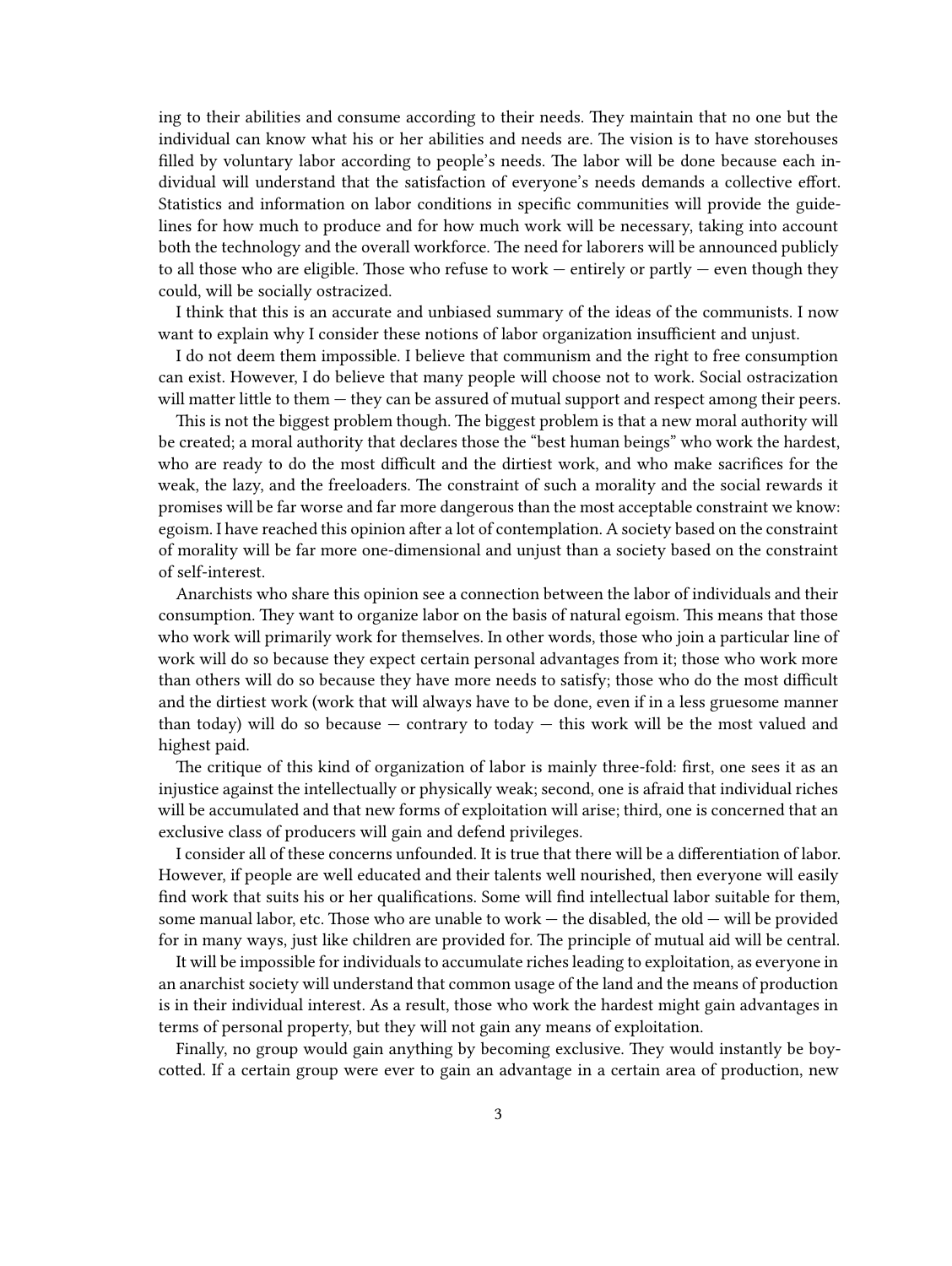ing to their abilities and consume according to their needs. They maintain that no one but the individual can know what his or her abilities and needs are. The vision is to have storehouses filled by voluntary labor according to people's needs. The labor will be done because each individual will understand that the satisfaction of everyone's needs demands a collective effort. Statistics and information on labor conditions in specific communities will provide the guidelines for how much to produce and for how much work will be necessary, taking into account both the technology and the overall workforce. The need for laborers will be announced publicly to all those who are eligible. Those who refuse to work — entirely or partly — even though they could, will be socially ostracized.

I think that this is an accurate and unbiased summary of the ideas of the communists. I now want to explain why I consider these notions of labor organization insufficient and unjust.

I do not deem them impossible. I believe that communism and the right to free consumption can exist. However, I do believe that many people will choose not to work. Social ostracization will matter little to them — they can be assured of mutual support and respect among their peers.

This is not the biggest problem though. The biggest problem is that a new moral authority will be created; a moral authority that declares those the "best human beings" who work the hardest, who are ready to do the most difficult and the dirtiest work, and who make sacrifices for the weak, the lazy, and the freeloaders. The constraint of such a morality and the social rewards it promises will be far worse and far more dangerous than the most acceptable constraint we know: egoism. I have reached this opinion after a lot of contemplation. A society based on the constraint of morality will be far more one-dimensional and unjust than a society based on the constraint of self-interest.

Anarchists who share this opinion see a connection between the labor of individuals and their consumption. They want to organize labor on the basis of natural egoism. This means that those who work will primarily work for themselves. In other words, those who join a particular line of work will do so because they expect certain personal advantages from it; those who work more than others will do so because they have more needs to satisfy; those who do the most difficult and the dirtiest work (work that will always have to be done, even if in a less gruesome manner than today) will do so because — contrary to today — this work will be the most valued and highest paid.

The critique of this kind of organization of labor is mainly three-fold: first, one sees it as an injustice against the intellectually or physically weak; second, one is afraid that individual riches will be accumulated and that new forms of exploitation will arise; third, one is concerned that an exclusive class of producers will gain and defend privileges.

I consider all of these concerns unfounded. It is true that there will be a differentiation of labor. However, if people are well educated and their talents well nourished, then everyone will easily find work that suits his or her qualifications. Some will find intellectual labor suitable for them, some manual labor, etc. Those who are unable to work — the disabled, the old — will be provided for in many ways, just like children are provided for. The principle of mutual aid will be central.

It will be impossible for individuals to accumulate riches leading to exploitation, as everyone in an anarchist society will understand that common usage of the land and the means of production is in their individual interest. As a result, those who work the hardest might gain advantages in terms of personal property, but they will not gain any means of exploitation.

Finally, no group would gain anything by becoming exclusive. They would instantly be boycotted. If a certain group were ever to gain an advantage in a certain area of production, new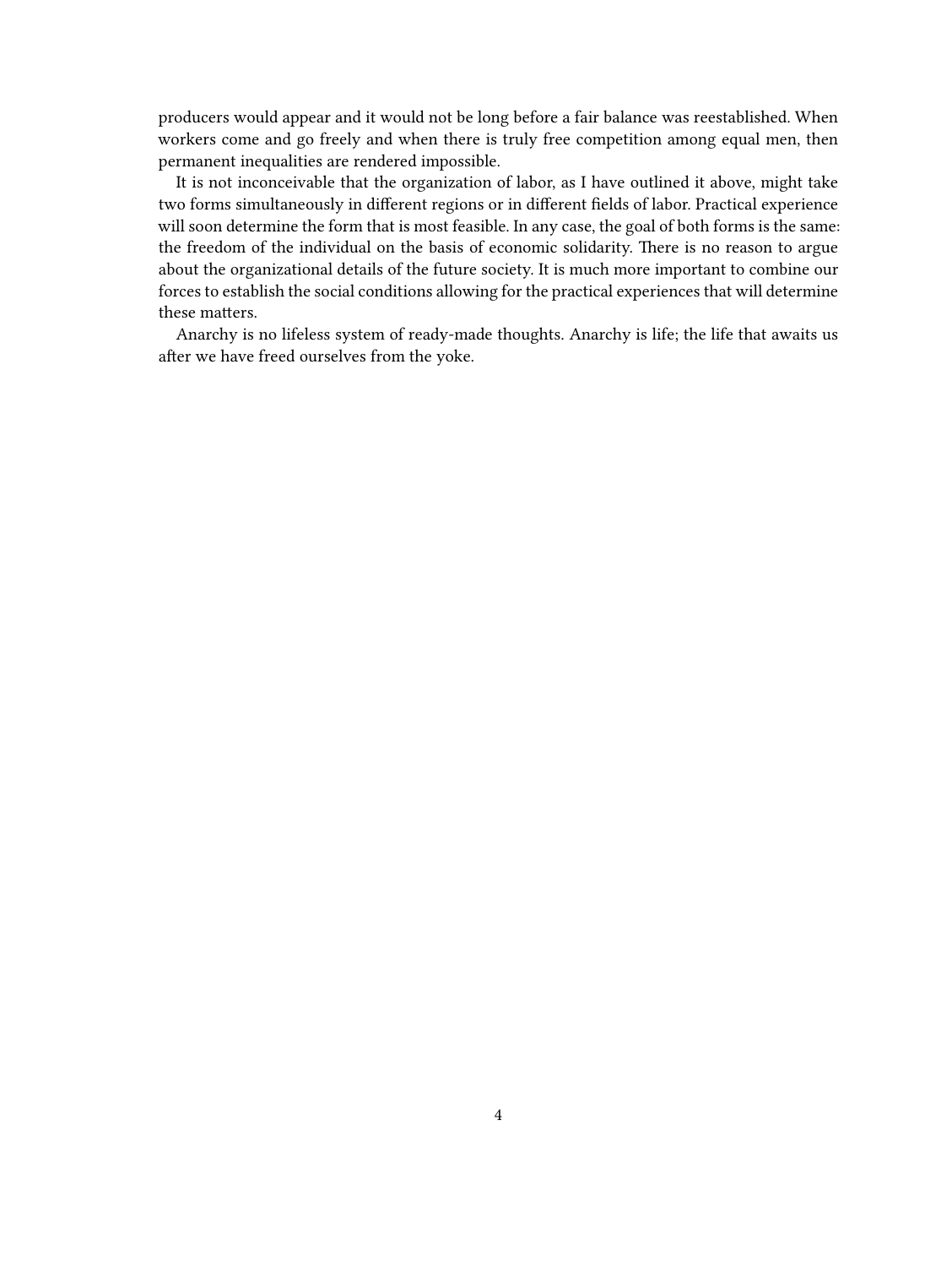producers would appear and it would not be long before a fair balance was reestablished. When workers come and go freely and when there is truly free competition among equal men, then permanent inequalities are rendered impossible.

It is not inconceivable that the organization of labor, as I have outlined it above, might take two forms simultaneously in different regions or in different fields of labor. Practical experience will soon determine the form that is most feasible. In any case, the goal of both forms is the same: the freedom of the individual on the basis of economic solidarity. There is no reason to argue about the organizational details of the future society. It is much more important to combine our forces to establish the social conditions allowing for the practical experiences that will determine these matters.

Anarchy is no lifeless system of ready-made thoughts. Anarchy is life; the life that awaits us after we have freed ourselves from the yoke.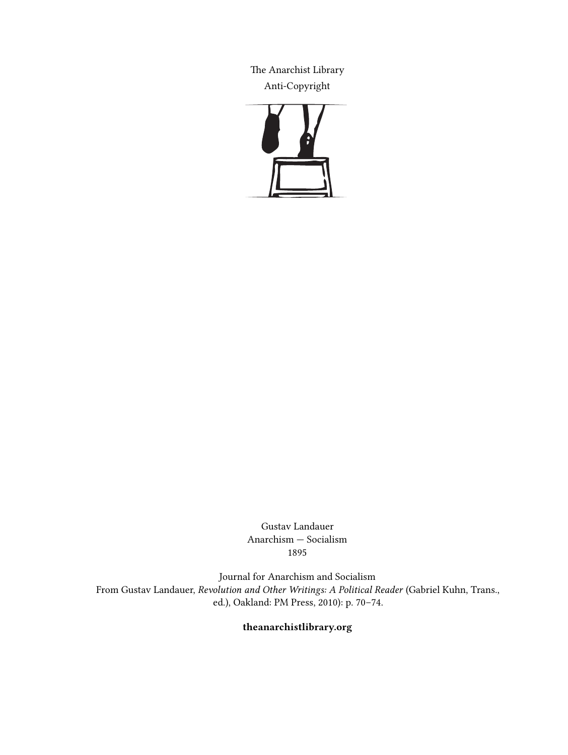The Anarchist Library
Anti-Copyright

Gustav Landauer
Anarchism — Socialism
1895

Journal for Anarchism and Socialism
From Gustav Landauer, *Revolution and Other Writings: A Political Reader* (Gabriel Kuhn, Trans., ed.), Oakland: PM Press, 2010): p. 70–74.

**theanarchistlibrary.org**